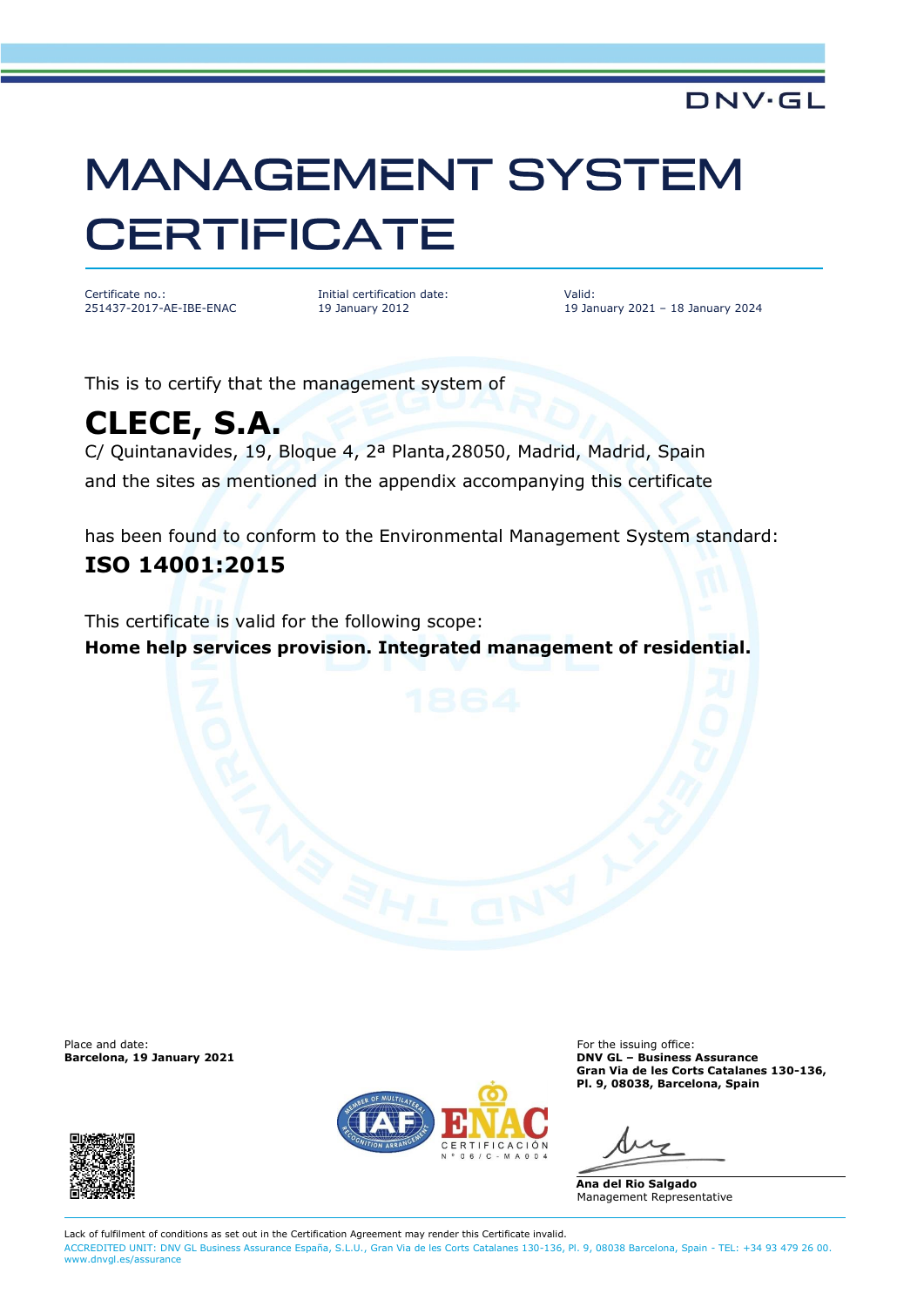DNV·GL

# MANAGEMENT SYSTEM CERTIFICATE

| Certificate no.: | Initial certification date: | Valid: |
|---|---|---|
| 251437-2017-AE-IBE-ENAC | 19 January 2012 | 19 January 2021 – 18 January 2024 |

This is to certify that the management system of

## CLECE, S.A.

C/ Quintanavides, 19, Bloque 4, 2ª Planta,28050, Madrid, Madrid, Spain
and the sites as mentioned in the appendix accompanying this certificate

has been found to conform to the Environmental Management System standard:

## ISO 14001:2015

This certificate is valid for the following scope:
**Home help services provision. Integrated management of residential.**

Place and date:
**Barcelona, 19 January 2021**

For the issuing office:
**DNV GL – Business Assurance**
**Gran Via de les Corts Catalanes 130-136, Pl. 9, 08038, Barcelona, Spain**

**Ana del Rio Salgado**
Management Representative

ENAC CERTIFICACIÓN Nº 06/C-MA004

Lack of fulfilment of conditions as set out in the Certification Agreement may render this Certificate invalid.
ACCREDITED UNIT: DNV GL Business Assurance España, S.L.U., Gran Via de les Corts Catalanes 130-136, Pl. 9, 08038 Barcelona, Spain - TEL: +34 93 479 26 00. www.dnvgl.es/assurance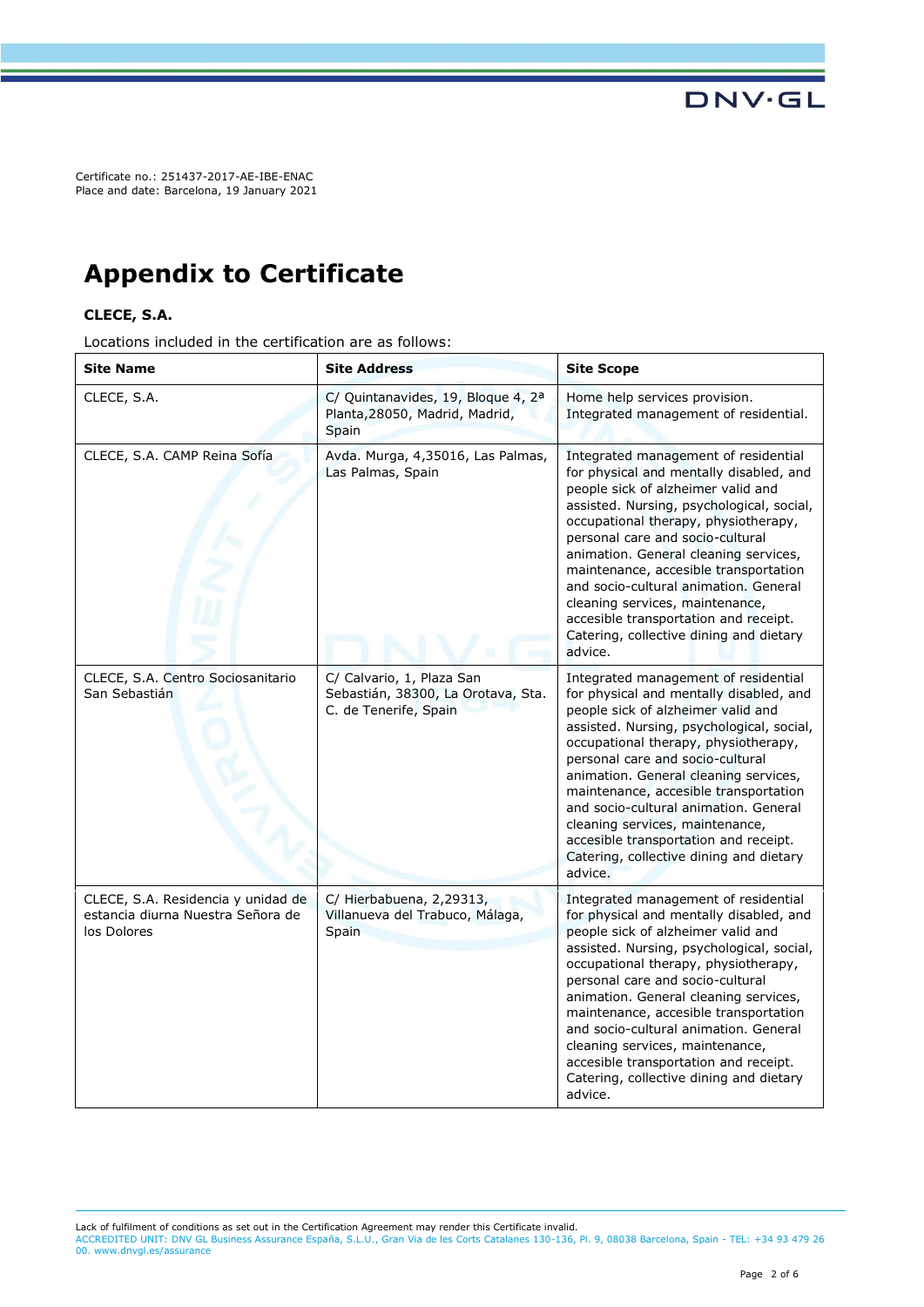Certificate no.: 251437-2017-AE-IBE-ENAC
Place and date: Barcelona, 19 January 2021

# Appendix to Certificate

**CLECE, S.A.**

Locations included in the certification are as follows:

| Site Name | Site Address | Site Scope |
|---|---|---|
| CLECE, S.A. | C/ Quintanavides, 19, Bloque 4, 2ª Planta,28050, Madrid, Madrid, Spain | Home help services provision. Integrated management of residential. |
| CLECE, S.A. CAMP Reina Sofía | Avda. Murga, 4,35016, Las Palmas, Las Palmas, Spain | Integrated management of residential for physical and mentally disabled, and people sick of alzheimer valid and assisted. Nursing, psychological, social, occupational therapy, physiotherapy, personal care and socio-cultural animation. General cleaning services, maintenance, accesible transportation and socio-cultural animation. General cleaning services, maintenance, accesible transportation and receipt. Catering, collective dining and dietary advice. |
| CLECE, S.A. Centro Sociosanitario San Sebastián | C/ Calvario, 1, Plaza San Sebastián, 38300, La Orotava, Sta. C. de Tenerife, Spain | Integrated management of residential for physical and mentally disabled, and people sick of alzheimer valid and assisted. Nursing, psychological, social, occupational therapy, physiotherapy, personal care and socio-cultural animation. General cleaning services, maintenance, accesible transportation and socio-cultural animation. General cleaning services, maintenance, accesible transportation and receipt. Catering, collective dining and dietary advice. |
| CLECE, S.A. Residencia y unidad de estancia diurna Nuestra Señora de los Dolores | C/ Hierbabuena, 2,29313, Villanueva del Trabuco, Málaga, Spain | Integrated management of residential for physical and mentally disabled, and people sick of alzheimer valid and assisted. Nursing, psychological, social, occupational therapy, physiotherapy, personal care and socio-cultural animation. General cleaning services, maintenance, accesible transportation and socio-cultural animation. General cleaning services, maintenance, accesible transportation and receipt. Catering, collective dining and dietary advice. |

Lack of fulfilment of conditions as set out in the Certification Agreement may render this Certificate invalid.
ACCREDITED UNIT: DNV GL Business Assurance España, S.L.U., Gran Via de les Corts Catalanes 130-136, Pl. 9, 08038 Barcelona, Spain - TEL: +34 93 479 26 00. www.dnvgl.es/assurance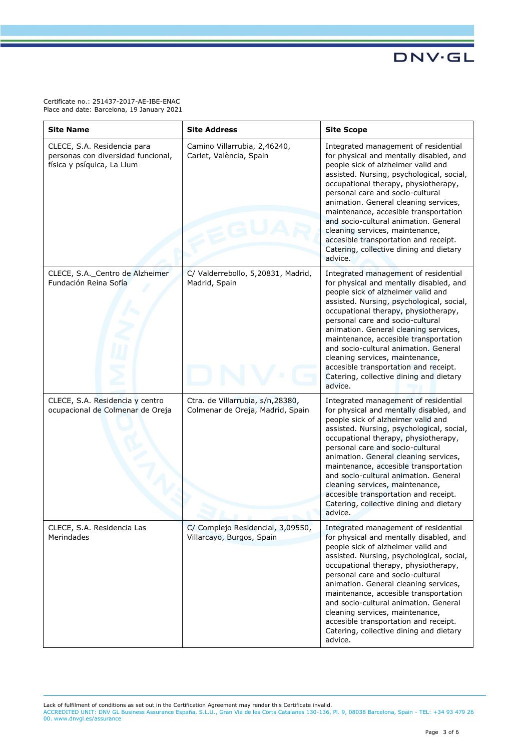Certificate no.: 251437-2017-AE-IBE-ENAC
Place and date: Barcelona, 19 January 2021

| Site Name | Site Address | Site Scope |
|---|---|---|
| CLECE, S.A. Residencia para personas con diversidad funcional, física y psíquica, La Llum | Camino Villarrubia, 2,46240, Carlet, València, Spain | Integrated management of residential for physical and mentally disabled, and people sick of alzheimer valid and assisted. Nursing, psychological, social, occupational therapy, physiotherapy, personal care and socio-cultural animation. General cleaning services, maintenance, accesible transportation and socio-cultural animation. General cleaning services, maintenance, accesible transportation and receipt. Catering, collective dining and dietary advice. |
| CLECE, S.A._Centro de Alzheimer Fundación Reina Sofía | C/ Valderrebollo, 5,20831, Madrid, Madrid, Spain | Integrated management of residential for physical and mentally disabled, and people sick of alzheimer valid and assisted. Nursing, psychological, social, occupational therapy, physiotherapy, personal care and socio-cultural animation. General cleaning services, maintenance, accesible transportation and socio-cultural animation. General cleaning services, maintenance, accesible transportation and receipt. Catering, collective dining and dietary advice. |
| CLECE, S.A. Residencia y centro ocupacional de Colmenar de Oreja | Ctra. de Villarrubia, s/n,28380, Colmenar de Oreja, Madrid, Spain | Integrated management of residential for physical and mentally disabled, and people sick of alzheimer valid and assisted. Nursing, psychological, social, occupational therapy, physiotherapy, personal care and socio-cultural animation. General cleaning services, maintenance, accesible transportation and socio-cultural animation. General cleaning services, maintenance, accesible transportation and receipt. Catering, collective dining and dietary advice. |
| CLECE, S.A. Residencia Las Merindades | C/ Complejo Residencial, 3,09550, Villarcayo, Burgos, Spain | Integrated management of residential for physical and mentally disabled, and people sick of alzheimer valid and assisted. Nursing, psychological, social, occupational therapy, physiotherapy, personal care and socio-cultural animation. General cleaning services, maintenance, accesible transportation and socio-cultural animation. General cleaning services, maintenance, accesible transportation and receipt. Catering, collective dining and dietary advice. |

Lack of fulfilment of conditions as set out in the Certification Agreement may render this Certificate invalid.
ACCREDITED UNIT: DNV GL Business Assurance España, S.L.U., Gran Via de les Corts Catalanes 130-136, Pl. 9, 08038 Barcelona, Spain - TEL: +34 93 479 26 00. www.dnvgl.es/assurance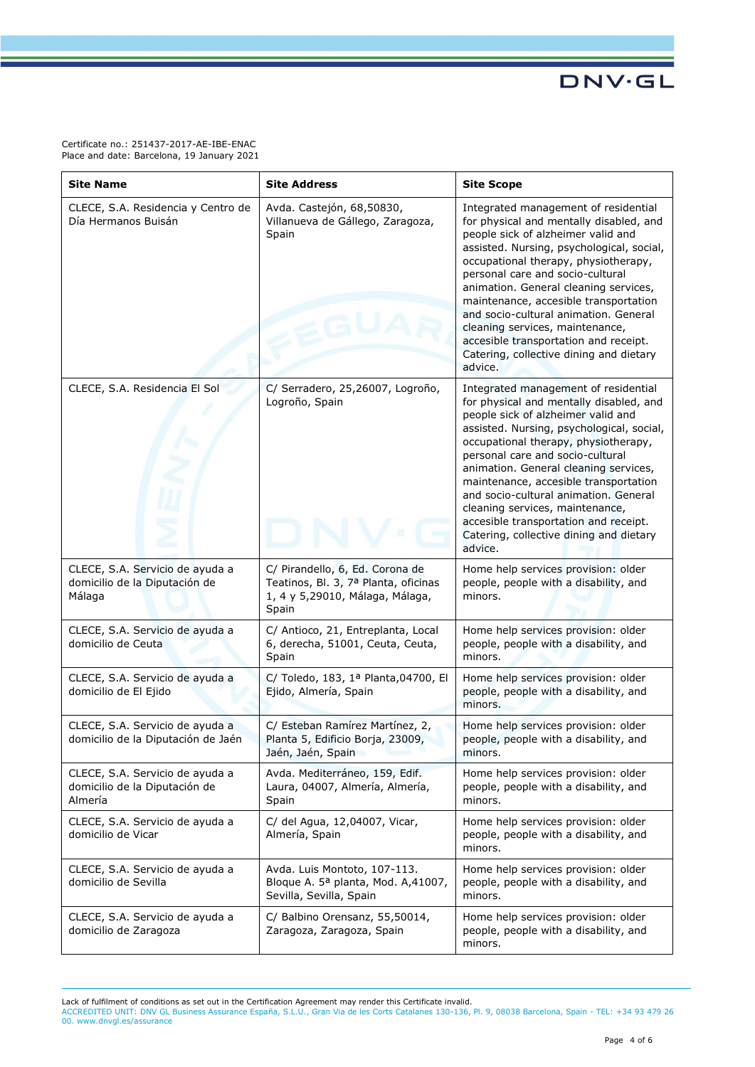Certificate no.: 251437-2017-AE-IBE-ENAC
Place and date: Barcelona, 19 January 2021

| Site Name | Site Address | Site Scope |
|---|---|---|
| CLECE, S.A. Residencia y Centro de Día Hermanos Buisán | Avda. Castejón, 68,50830, Villanueva de Gállego, Zaragoza, Spain | Integrated management of residential for physical and mentally disabled, and people sick of alzheimer valid and assisted. Nursing, psychological, social, occupational therapy, physiotherapy, personal care and socio-cultural animation. General cleaning services, maintenance, accesible transportation and socio-cultural animation. General cleaning services, maintenance, accesible transportation and receipt. Catering, collective dining and dietary advice. |
| CLECE, S.A. Residencia El Sol | C/ Serradero, 25,26007, Logroño, Logroño, Spain | Integrated management of residential for physical and mentally disabled, and people sick of alzheimer valid and assisted. Nursing, psychological, social, occupational therapy, physiotherapy, personal care and socio-cultural animation. General cleaning services, maintenance, accesible transportation and socio-cultural animation. General cleaning services, maintenance, accesible transportation and receipt. Catering, collective dining and dietary advice. |
| CLECE, S.A. Servicio de ayuda a domicilio de la Diputación de Málaga | C/ Pirandello, 6, Ed. Corona de Teatinos, Bl. 3, 7ª Planta, oficinas 1, 4 y 5,29010, Málaga, Málaga, Spain | Home help services provision: older people, people with a disability, and minors. |
| CLECE, S.A. Servicio de ayuda a domicilio de Ceuta | C/ Antioco, 21, Entreplanta, Local 6, derecha, 51001, Ceuta, Ceuta, Spain | Home help services provision: older people, people with a disability, and minors. |
| CLECE, S.A. Servicio de ayuda a domicilio de El Ejido | C/ Toledo, 183, 1ª Planta,04700, El Ejido, Almería, Spain | Home help services provision: older people, people with a disability, and minors. |
| CLECE, S.A. Servicio de ayuda a domicilio de la Diputación de Jaén | C/ Esteban Ramírez Martínez, 2, Planta 5, Edificio Borja, 23009, Jaén, Jaén, Spain | Home help services provision: older people, people with a disability, and minors. |
| CLECE, S.A. Servicio de ayuda a domicilio de la Diputación de Almería | Avda. Mediterráneo, 159, Edif. Laura, 04007, Almería, Almería, Spain | Home help services provision: older people, people with a disability, and minors. |
| CLECE, S.A. Servicio de ayuda a domicilio de Vicar | C/ del Agua, 12,04007, Vicar, Almería, Spain | Home help services provision: older people, people with a disability, and minors. |
| CLECE, S.A. Servicio de ayuda a domicilio de Sevilla | Avda. Luis Montoto, 107-113. Bloque A. 5ª planta, Mod. A,41007, Sevilla, Sevilla, Spain | Home help services provision: older people, people with a disability, and minors. |
| CLECE, S.A. Servicio de ayuda a domicilio de Zaragoza | C/ Balbino Orensanz, 55,50014, Zaragoza, Zaragoza, Spain | Home help services provision: older people, people with a disability, and minors. |

Lack of fulfilment of conditions as set out in the Certification Agreement may render this Certificate invalid.
ACCREDITED UNIT: DNV GL Business Assurance España, S.L.U., Gran Via de les Corts Catalanes 130-136, Pl. 9, 08038 Barcelona, Spain - TEL: +34 93 479 26 00. www.dnvgl.es/assurance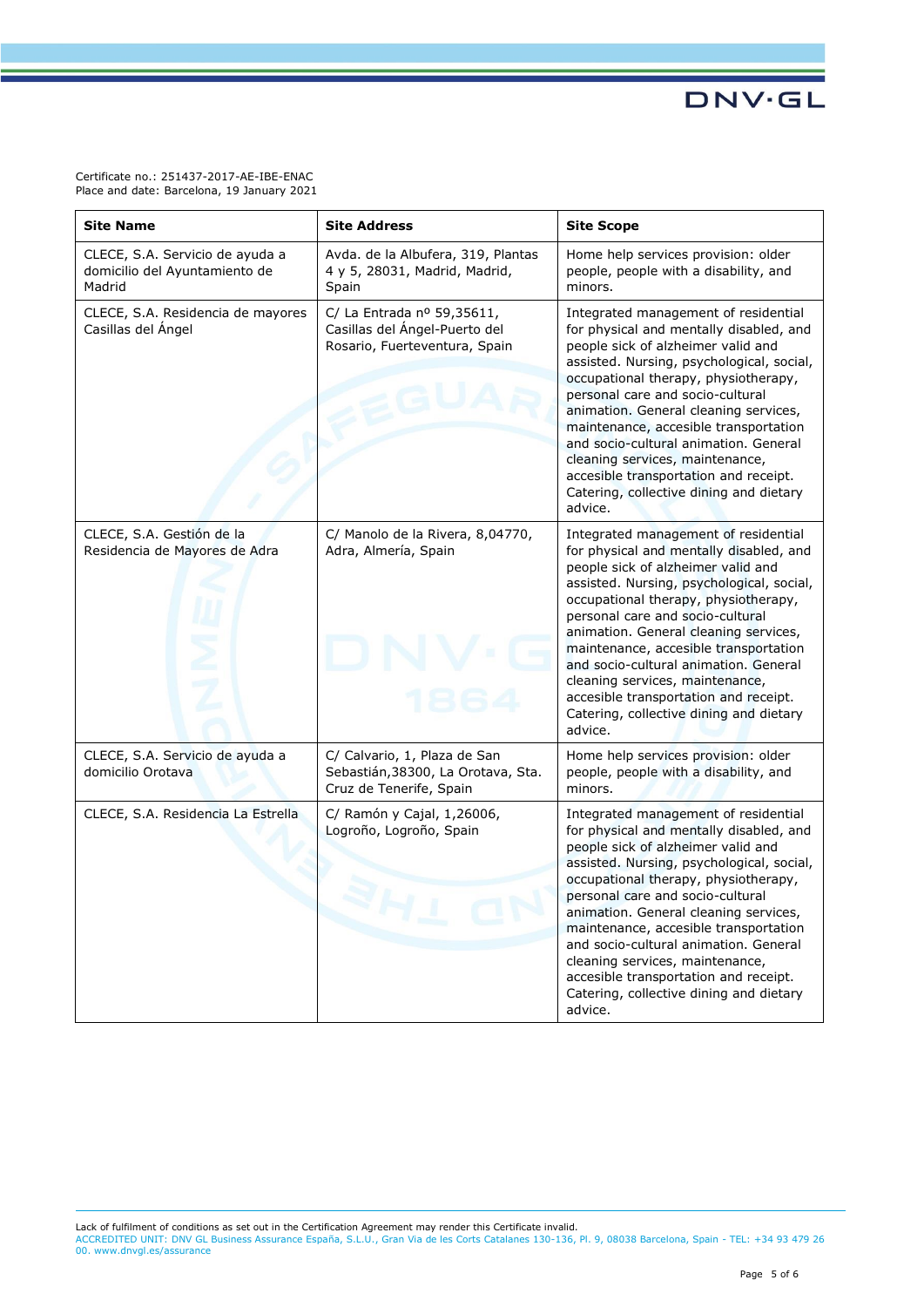Certificate no.: 251437-2017-AE-IBE-ENAC
Place and date: Barcelona, 19 January 2021

| Site Name | Site Address | Site Scope |
|---|---|---|
| CLECE, S.A. Servicio de ayuda a domicilio del Ayuntamiento de Madrid | Avda. de la Albufera, 319, Plantas 4 y 5, 28031, Madrid, Madrid, Spain | Home help services provision: older people, people with a disability, and minors. |
| CLECE, S.A. Residencia de mayores Casillas del Ángel | C/ La Entrada nº 59,35611, Casillas del Ángel-Puerto del Rosario, Fuerteventura, Spain | Integrated management of residential for physical and mentally disabled, and people sick of alzheimer valid and assisted. Nursing, psychological, social, occupational therapy, physiotherapy, personal care and socio-cultural animation. General cleaning services, maintenance, accesible transportation and socio-cultural animation. General cleaning services, maintenance, accesible transportation and receipt. Catering, collective dining and dietary advice. |
| CLECE, S.A. Gestión de la Residencia de Mayores de Adra | C/ Manolo de la Rivera, 8,04770, Adra, Almería, Spain | Integrated management of residential for physical and mentally disabled, and people sick of alzheimer valid and assisted. Nursing, psychological, social, occupational therapy, physiotherapy, personal care and socio-cultural animation. General cleaning services, maintenance, accesible transportation and socio-cultural animation. General cleaning services, maintenance, accesible transportation and receipt. Catering, collective dining and dietary advice. |
| CLECE, S.A. Servicio de ayuda a domicilio Orotava | C/ Calvario, 1, Plaza de San Sebastián,38300, La Orotava, Sta. Cruz de Tenerife, Spain | Home help services provision: older people, people with a disability, and minors. |
| CLECE, S.A. Residencia La Estrella | C/ Ramón y Cajal, 1,26006, Logroño, Logroño, Spain | Integrated management of residential for physical and mentally disabled, and people sick of alzheimer valid and assisted. Nursing, psychological, social, occupational therapy, physiotherapy, personal care and socio-cultural animation. General cleaning services, maintenance, accesible transportation and socio-cultural animation. General cleaning services, maintenance, accesible transportation and receipt. Catering, collective dining and dietary advice. |

Lack of fulfilment of conditions as set out in the Certification Agreement may render this Certificate invalid.
ACCREDITED UNIT: DNV GL Business Assurance España, S.L.U., Gran Via de les Corts Catalanes 130-136, Pl. 9, 08038 Barcelona, Spain - TEL: +34 93 479 26 00. www.dnvgl.es/assurance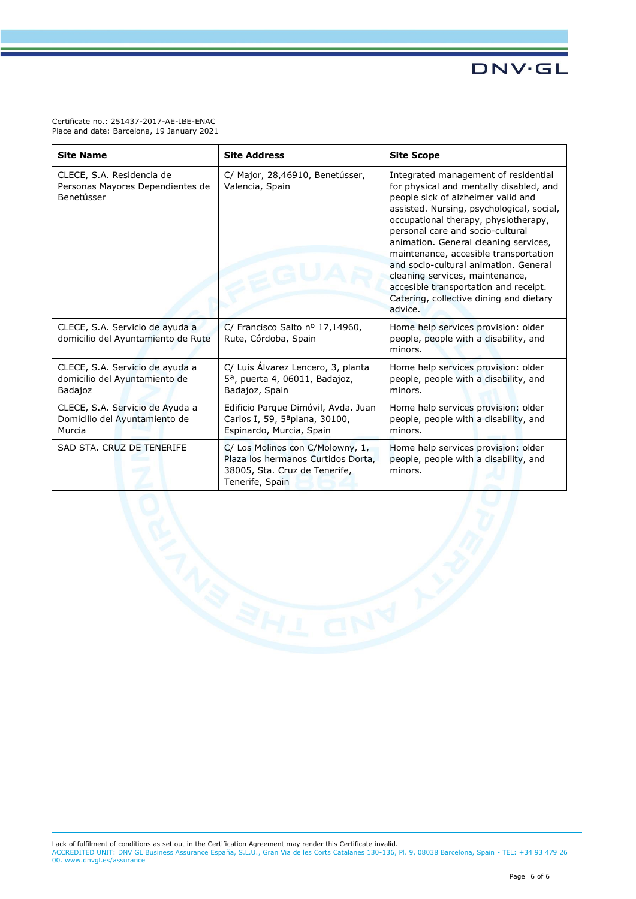Certificate no.: 251437-2017-AE-IBE-ENAC
Place and date: Barcelona, 19 January 2021

| Site Name | Site Address | Site Scope |
|---|---|---|
| CLECE, S.A. Residencia de Personas Mayores Dependientes de Benetússer | C/ Major, 28,46910, Benetússer, Valencia, Spain | Integrated management of residential for physical and mentally disabled, and people sick of alzheimer valid and assisted. Nursing, psychological, social, occupational therapy, physiotherapy, personal care and socio-cultural animation. General cleaning services, maintenance, accesible transportation and socio-cultural animation. General cleaning services, maintenance, accesible transportation and receipt. Catering, collective dining and dietary advice. |
| CLECE, S.A. Servicio de ayuda a domicilio del Ayuntamiento de Rute | C/ Francisco Salto nº 17,14960, Rute, Córdoba, Spain | Home help services provision: older people, people with a disability, and minors. |
| CLECE, S.A. Servicio de ayuda a domicilio del Ayuntamiento de Badajoz | C/ Luis Álvarez Lencero, 3, planta 5ª, puerta 4, 06011, Badajoz, Badajoz, Spain | Home help services provision: older people, people with a disability, and minors. |
| CLECE, S.A. Servicio de Ayuda a Domicilio del Ayuntamiento de Murcia | Edificio Parque Dimóvil, Avda. Juan Carlos I, 59, 5ªplana, 30100, Espinardo, Murcia, Spain | Home help services provision: older people, people with a disability, and minors. |
| SAD STA. CRUZ DE TENERIFE | C/ Los Molinos con C/Molowny, 1, Plaza los hermanos Curtidos Dorta, 38005, Sta. Cruz de Tenerife, Tenerife, Spain | Home help services provision: older people, people with a disability, and minors. |

Lack of fulfilment of conditions as set out in the Certification Agreement may render this Certificate invalid.
ACCREDITED UNIT: DNV GL Business Assurance España, S.L.U., Gran Via de les Corts Catalanes 130-136, Pl. 9, 08038 Barcelona, Spain - TEL: +34 93 479 26 00. www.dnvgl.es/assurance